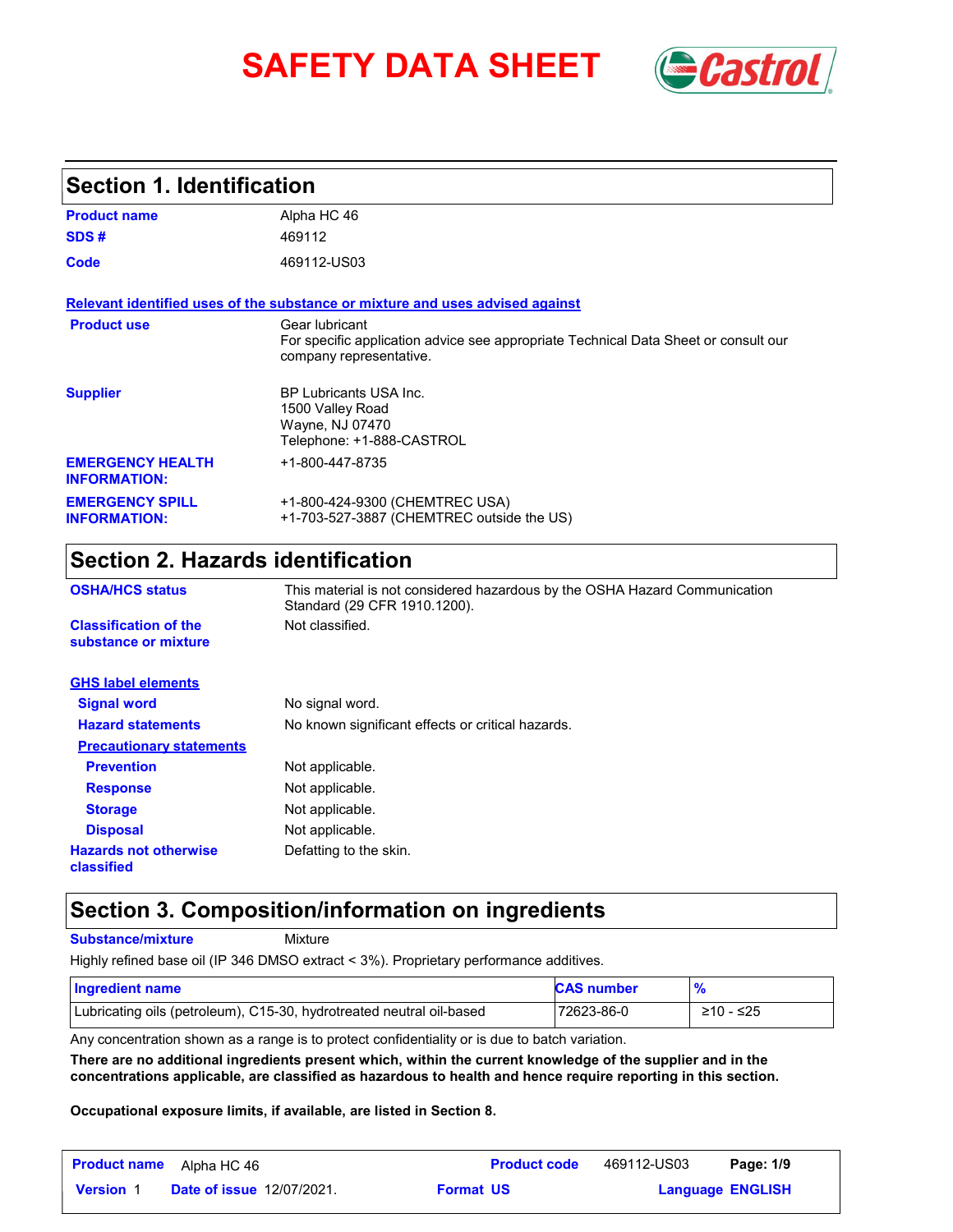# SAFETY DATA SHEET

## Section 1. Identification

**Product name** Alpha HC 46

**SDS #** 469112

**Code** 469112-US03

**Relevant identified uses of the substance or mixture and uses advised against**

**Product use** Gear lubricant
For specific application advice see appropriate Technical Data Sheet or consult our company representative.

**Supplier** BP Lubricants USA Inc.
1500 Valley Road
Wayne, NJ 07470
Telephone: +1-888-CASTROL

**EMERGENCY HEALTH INFORMATION:** +1-800-447-8735

**EMERGENCY SPILL INFORMATION:** +1-800-424-9300 (CHEMTREC USA)
+1-703-527-3887 (CHEMTREC outside the US)

## Section 2. Hazards identification

**OSHA/HCS status** This material is not considered hazardous by the OSHA Hazard Communication Standard (29 CFR 1910.1200).

**Classification of the substance or mixture** Not classified.

**GHS label elements**

**Signal word** No signal word.

**Hazard statements** No known significant effects or critical hazards.

**Precautionary statements**

**Prevention** Not applicable.

**Response** Not applicable.

**Storage** Not applicable.

**Disposal** Not applicable.

**Hazards not otherwise classified** Defatting to the skin.

## Section 3. Composition/information on ingredients

**Substance/mixture** Mixture

Highly refined base oil (IP 346 DMSO extract < 3%). Proprietary performance additives.

| Ingredient name | CAS number | % |
|---|---|---|
| Lubricating oils (petroleum), C15-30, hydrotreated neutral oil-based | 72623-86-0 | ≥10 - ≤25 |

Any concentration shown as a range is to protect confidentiality or is due to batch variation.

**There are no additional ingredients present which, within the current knowledge of the supplier and in the concentrations applicable, are classified as hazardous to health and hence require reporting in this section.**

**Occupational exposure limits, if available, are listed in Section 8.**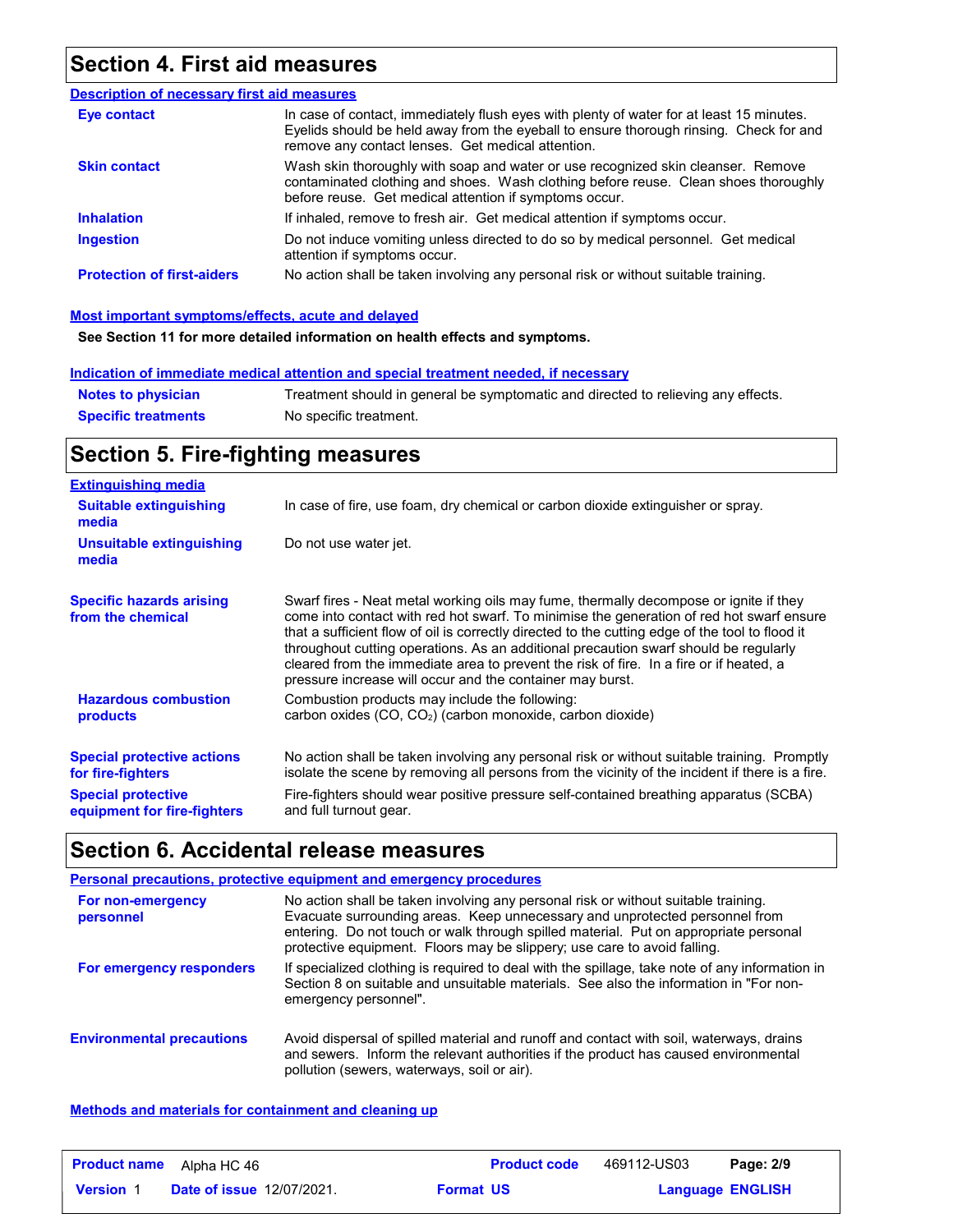## Section 4. First aid measures

### Description of necessary first aid measures

**Eye contact**
In case of contact, immediately flush eyes with plenty of water for at least 15 minutes. Eyelids should be held away from the eyeball to ensure thorough rinsing. Check for and remove any contact lenses. Get medical attention.

**Skin contact**
Wash skin thoroughly with soap and water or use recognized skin cleanser. Remove contaminated clothing and shoes. Wash clothing before reuse. Clean shoes thoroughly before reuse. Get medical attention if symptoms occur.

**Inhalation**
If inhaled, remove to fresh air. Get medical attention if symptoms occur.

**Ingestion**
Do not induce vomiting unless directed to do so by medical personnel. Get medical attention if symptoms occur.

**Protection of first-aiders**
No action shall be taken involving any personal risk or without suitable training.

### Most important symptoms/effects, acute and delayed

**See Section 11 for more detailed information on health effects and symptoms.**

### Indication of immediate medical attention and special treatment needed, if necessary

**Notes to physician**
Treatment should in general be symptomatic and directed to relieving any effects.

**Specific treatments**
No specific treatment.

## Section 5. Fire-fighting measures

### Extinguishing media

**Suitable extinguishing media**
In case of fire, use foam, dry chemical or carbon dioxide extinguisher or spray.

**Unsuitable extinguishing media**
Do not use water jet.

**Specific hazards arising from the chemical**
Swarf fires - Neat metal working oils may fume, thermally decompose or ignite if they come into contact with red hot swarf. To minimise the generation of red hot swarf ensure that a sufficient flow of oil is correctly directed to the cutting edge of the tool to flood it throughout cutting operations. As an additional precaution swarf should be regularly cleared from the immediate area to prevent the risk of fire. In a fire or if heated, a pressure increase will occur and the container may burst.

**Hazardous combustion products**
Combustion products may include the following:
carbon oxides (CO, $CO_2$) (carbon monoxide, carbon dioxide)

**Special protective actions for fire-fighters**
No action shall be taken involving any personal risk or without suitable training. Promptly isolate the scene by removing all persons from the vicinity of the incident if there is a fire.

**Special protective equipment for fire-fighters**
Fire-fighters should wear positive pressure self-contained breathing apparatus (SCBA) and full turnout gear.

## Section 6. Accidental release measures

### Personal precautions, protective equipment and emergency procedures

**For non-emergency personnel**
No action shall be taken involving any personal risk or without suitable training. Evacuate surrounding areas. Keep unnecessary and unprotected personnel from entering. Do not touch or walk through spilled material. Put on appropriate personal protective equipment. Floors may be slippery; use care to avoid falling.

**For emergency responders**
If specialized clothing is required to deal with the spillage, take note of any information in Section 8 on suitable and unsuitable materials. See also the information in "For non-emergency personnel".

**Environmental precautions**
Avoid dispersal of spilled material and runoff and contact with soil, waterways, drains and sewers. Inform the relevant authorities if the product has caused environmental pollution (sewers, waterways, soil or air).

### Methods and materials for containment and cleaning up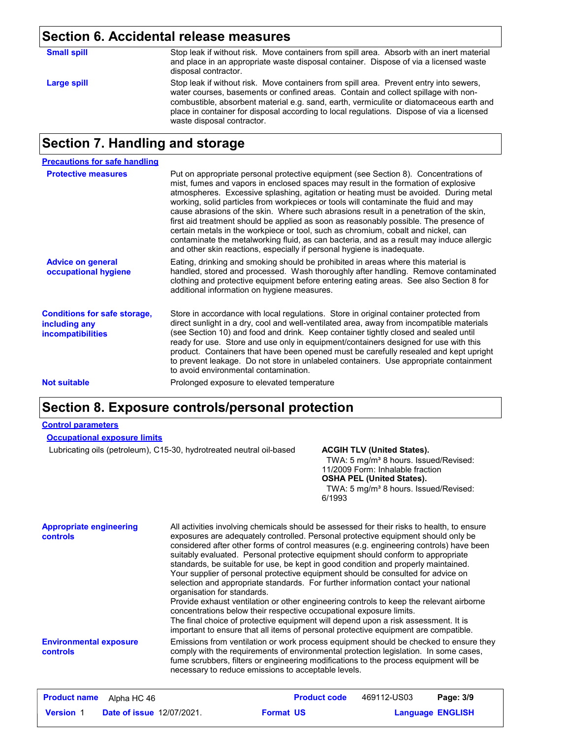## Section 6. Accidental release measures

**Small spill**

Stop leak if without risk. Move containers from spill area. Absorb with an inert material and place in an appropriate waste disposal container. Dispose of via a licensed waste disposal contractor.

**Large spill**

Stop leak if without risk. Move containers from spill area. Prevent entry into sewers, water courses, basements or confined areas. Contain and collect spillage with non-combustible, absorbent material e.g. sand, earth, vermiculite or diatomaceous earth and place in container for disposal according to local regulations. Dispose of via a licensed waste disposal contractor.

## Section 7. Handling and storage

**Precautions for safe handling**

**Protective measures**

Put on appropriate personal protective equipment (see Section 8). Concentrations of mist, fumes and vapors in enclosed spaces may result in the formation of explosive atmospheres. Excessive splashing, agitation or heating must be avoided. During metal working, solid particles from workpieces or tools will contaminate the fluid and may cause abrasions of the skin. Where such abrasions result in a penetration of the skin, first aid treatment should be applied as soon as reasonably possible. The presence of certain metals in the workpiece or tool, such as chromium, cobalt and nickel, can contaminate the metalworking fluid, as can bacteria, and as a result may induce allergic and other skin reactions, especially if personal hygiene is inadequate.

**Advice on general occupational hygiene**

Eating, drinking and smoking should be prohibited in areas where this material is handled, stored and processed. Wash thoroughly after handling. Remove contaminated clothing and protective equipment before entering eating areas. See also Section 8 for additional information on hygiene measures.

**Conditions for safe storage, including any incompatibilities**

Store in accordance with local regulations. Store in original container protected from direct sunlight in a dry, cool and well-ventilated area, away from incompatible materials (see Section 10) and food and drink. Keep container tightly closed and sealed until ready for use. Store and use only in equipment/containers designed for use with this product. Containers that have been opened must be carefully resealed and kept upright to prevent leakage. Do not store in unlabeled containers. Use appropriate containment to avoid environmental contamination.

**Not suitable**

Prolonged exposure to elevated temperature

## Section 8. Exposure controls/personal protection

**Control parameters**

**Occupational exposure limits**

| Ingredient name | Exposure limits |
|---|---|
| Lubricating oils (petroleum), C15-30, hydrotreated neutral oil-based | **ACGIH TLV (United States).** TWA: 5 mg/m³ 8 hours. Issued/Revised: 11/2009 Form: Inhalable fraction **OSHA PEL (United States).** TWA: 5 mg/m³ 8 hours. Issued/Revised: 6/1993 |

**Appropriate engineering controls**

All activities involving chemicals should be assessed for their risks to health, to ensure exposures are adequately controlled. Personal protective equipment should only be considered after other forms of control measures (e.g. engineering controls) have been suitably evaluated. Personal protective equipment should conform to appropriate standards, be suitable for use, be kept in good condition and properly maintained. Your supplier of personal protective equipment should be consulted for advice on selection and appropriate standards. For further information contact your national organisation for standards.
Provide exhaust ventilation or other engineering controls to keep the relevant airborne concentrations below their respective occupational exposure limits.
The final choice of protective equipment will depend upon a risk assessment. It is important to ensure that all items of personal protective equipment are compatible.

**Environmental exposure controls**

Emissions from ventilation or work process equipment should be checked to ensure they comply with the requirements of environmental protection legislation. In some cases, fume scrubbers, filters or engineering modifications to the process equipment will be necessary to reduce emissions to acceptable levels.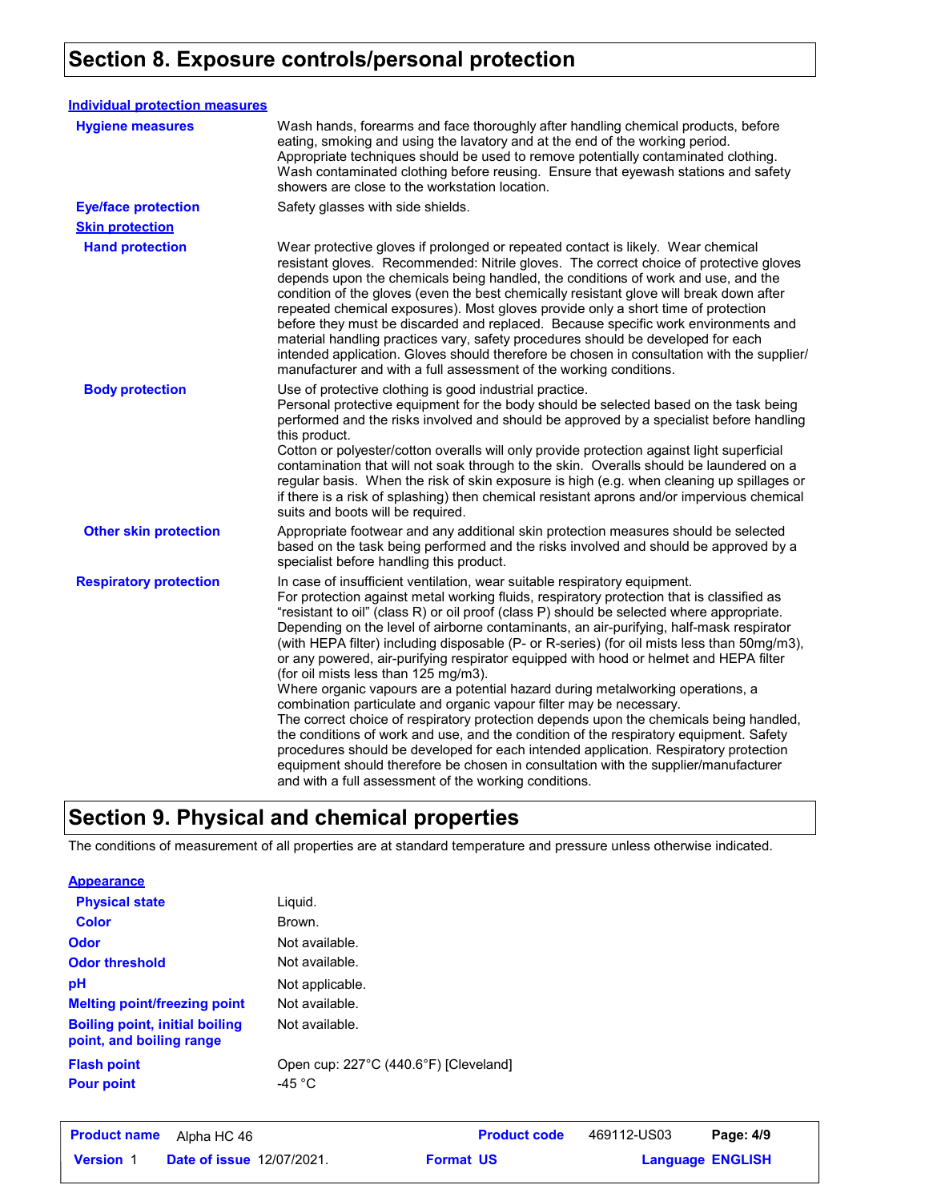# Section 8. Exposure controls/personal protection

**Individual protection measures**

**Hygiene measures**

Wash hands, forearms and face thoroughly after handling chemical products, before eating, smoking and using the lavatory and at the end of the working period. Appropriate techniques should be used to remove potentially contaminated clothing. Wash contaminated clothing before reusing. Ensure that eyewash stations and safety showers are close to the workstation location.

**Eye/face protection**

Safety glasses with side shields.

**Skin protection**

**Hand protection**

Wear protective gloves if prolonged or repeated contact is likely. Wear chemical resistant gloves. Recommended: Nitrile gloves. The correct choice of protective gloves depends upon the chemicals being handled, the conditions of work and use, and the condition of the gloves (even the best chemically resistant glove will break down after repeated chemical exposures). Most gloves provide only a short time of protection before they must be discarded and replaced. Because specific work environments and material handling practices vary, safety procedures should be developed for each intended application. Gloves should therefore be chosen in consultation with the supplier/ manufacturer and with a full assessment of the working conditions.

**Body protection**

Use of protective clothing is good industrial practice.
Personal protective equipment for the body should be selected based on the task being performed and the risks involved and should be approved by a specialist before handling this product.
Cotton or polyester/cotton overalls will only provide protection against light superficial contamination that will not soak through to the skin. Overalls should be laundered on a regular basis. When the risk of skin exposure is high (e.g. when cleaning up spillages or if there is a risk of splashing) then chemical resistant aprons and/or impervious chemical suits and boots will be required.

**Other skin protection**

Appropriate footwear and any additional skin protection measures should be selected based on the task being performed and the risks involved and should be approved by a specialist before handling this product.

**Respiratory protection**

In case of insufficient ventilation, wear suitable respiratory equipment.
For protection against metal working fluids, respiratory protection that is classified as "resistant to oil" (class R) or oil proof (class P) should be selected where appropriate. Depending on the level of airborne contaminants, an air-purifying, half-mask respirator (with HEPA filter) including disposable (P- or R-series) (for oil mists less than 50mg/m3), or any powered, air-purifying respirator equipped with hood or helmet and HEPA filter (for oil mists less than 125 mg/m3).
Where organic vapours are a potential hazard during metalworking operations, a combination particulate and organic vapour filter may be necessary.
The correct choice of respiratory protection depends upon the chemicals being handled, the conditions of work and use, and the condition of the respiratory equipment. Safety procedures should be developed for each intended application. Respiratory protection equipment should therefore be chosen in consultation with the supplier/manufacturer and with a full assessment of the working conditions.

# Section 9. Physical and chemical properties

The conditions of measurement of all properties are at standard temperature and pressure unless otherwise indicated.

**Appearance**

| | |
|---|---|
| **Physical state** | Liquid. |
| **Color** | Brown. |
| **Odor** | Not available. |
| **Odor threshold** | Not available. |
| **pH** | Not applicable. |
| **Melting point/freezing point** | Not available. |
| **Boiling point, initial boiling point, and boiling range** | Not available. |
| **Flash point** | Open cup: 227°C (440.6°F) [Cleveland] |
| **Pour point** | -45 °C |

| | | | | |
|---|---|---|---|---|
| **Product name** Alpha HC 46 | | **Product code** | 469112-US03 | |
| **Version** 1 | **Date of issue** 12/07/2021. | **Format** US | | **Language** ENGLISH |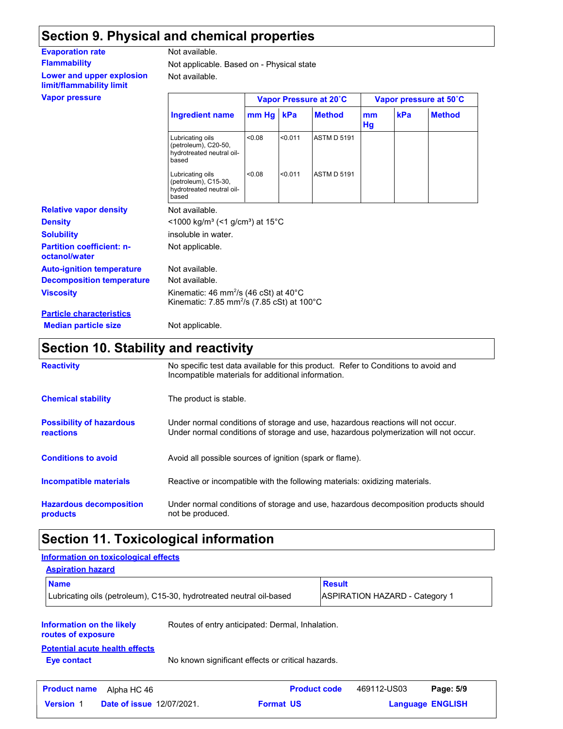## Section 9. Physical and chemical properties

**Evaporation rate**: Not available.

**Flammability**: Not applicable. Based on - Physical state

**Lower and upper explosion limit/flammability limit**: Not available.

**Vapor pressure**

| | Vapor Pressure at 20˚C | | | Vapor pressure at 50˚C | | |
|---|---|---|---|---|---|---|
| **Ingredient name** | **mm Hg** | **kPa** | **Method** | **mm Hg** | **kPa** | **Method** |
| Lubricating oils (petroleum), C20-50, hydrotreated neutral oil-based | <0.08 | <0.011 | ASTM D 5191 | | | |
| Lubricating oils (petroleum), C15-30, hydrotreated neutral oil-based | <0.08 | <0.011 | ASTM D 5191 | | | |

**Relative vapor density**: Not available.

**Density**: <1000 kg/m³ (<1 g/cm³) at 15°C

**Solubility**: insoluble in water.

**Partition coefficient: n-octanol/water**: Not applicable.

**Auto-ignition temperature**: Not available.

**Decomposition temperature**: Not available.

**Viscosity**: Kinematic: 46 mm²/s (46 cSt) at 40°C
Kinematic: 7.85 mm²/s (7.85 cSt) at 100°C

**Particle characteristics**

**Median particle size**: Not applicable.

## Section 10. Stability and reactivity

**Reactivity**: No specific test data available for this product. Refer to Conditions to avoid and Incompatible materials for additional information.

**Chemical stability**: The product is stable.

**Possibility of hazardous reactions**: Under normal conditions of storage and use, hazardous reactions will not occur. Under normal conditions of storage and use, hazardous polymerization will not occur.

**Conditions to avoid**: Avoid all possible sources of ignition (spark or flame).

**Incompatible materials**: Reactive or incompatible with the following materials: oxidizing materials.

**Hazardous decomposition products**: Under normal conditions of storage and use, hazardous decomposition products should not be produced.

## Section 11. Toxicological information

**Information on toxicological effects**

**Aspiration hazard**

| Name | Result |
|---|---|
| Lubricating oils (petroleum), C15-30, hydrotreated neutral oil-based | ASPIRATION HAZARD - Category 1 |

**Information on the likely routes of exposure**: Routes of entry anticipated: Dermal, Inhalation.

**Potential acute health effects**

**Eye contact**: No known significant effects or critical hazards.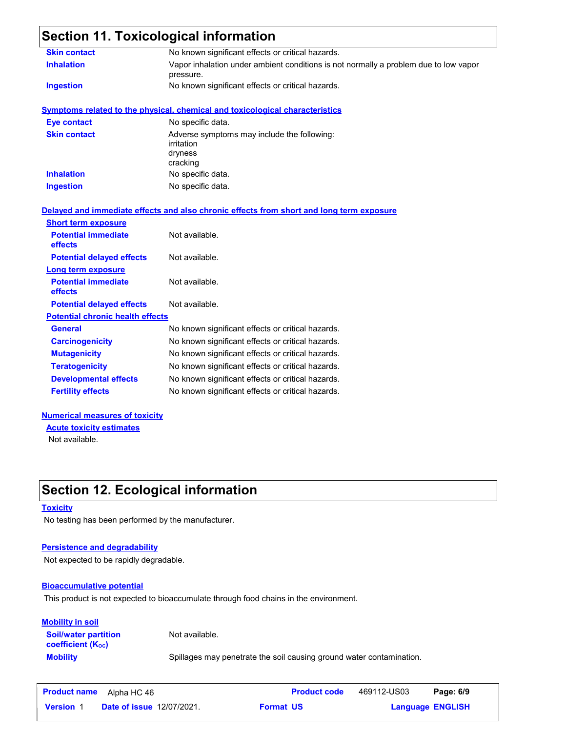## Section 11. Toxicological information

**Skin contact** No known significant effects or critical hazards.

**Inhalation** Vapor inhalation under ambient conditions is not normally a problem due to low vapor pressure.

**Ingestion** No known significant effects or critical hazards.

### Symptoms related to the physical, chemical and toxicological characteristics

**Eye contact** No specific data.

**Skin contact** Adverse symptoms may include the following:
irritation
dryness
cracking

**Inhalation** No specific data.

**Ingestion** No specific data.

### Delayed and immediate effects and also chronic effects from short and long term exposure

#### Short term exposure

**Potential immediate effects** Not available.

**Potential delayed effects** Not available.

#### Long term exposure

**Potential immediate effects** Not available.

**Potential delayed effects** Not available.

#### Potential chronic health effects

**General** No known significant effects or critical hazards.

**Carcinogenicity** No known significant effects or critical hazards.

**Mutagenicity** No known significant effects or critical hazards.

**Teratogenicity** No known significant effects or critical hazards.

**Developmental effects** No known significant effects or critical hazards.

**Fertility effects** No known significant effects or critical hazards.

### Numerical measures of toxicity

#### Acute toxicity estimates

Not available.

## Section 12. Ecological information

### Toxicity

No testing has been performed by the manufacturer.

### Persistence and degradability

Not expected to be rapidly degradable.

### Bioaccumulative potential

This product is not expected to bioaccumulate through food chains in the environment.

### Mobility in soil

**Soil/water partition coefficient ($K_{OC}$)** Not available.

**Mobility** Spillages may penetrate the soil causing ground water contamination.

| Product name | Alpha HC 46 | Product code | 469112-US03 |
|---|---|---|---|
| Version 1 | Date of issue 12/07/2021. | Format US | Language ENGLISH |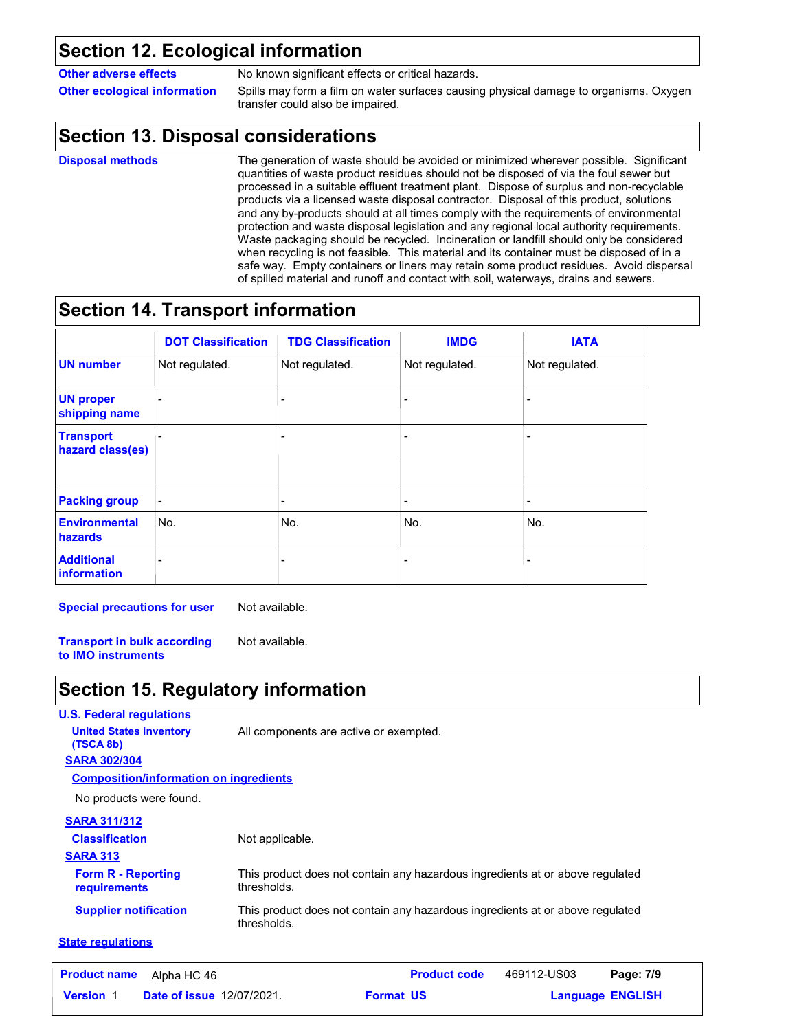## Section 12. Ecological information

**Other adverse effects**: No known significant effects or critical hazards.

**Other ecological information**: Spills may form a film on water surfaces causing physical damage to organisms. Oxygen transfer could also be impaired.

## Section 13. Disposal considerations

**Disposal methods**: The generation of waste should be avoided or minimized wherever possible. Significant quantities of waste product residues should not be disposed of via the foul sewer but processed in a suitable effluent treatment plant. Dispose of surplus and non-recyclable products via a licensed waste disposal contractor. Disposal of this product, solutions and any by-products should at all times comply with the requirements of environmental protection and waste disposal legislation and any regional local authority requirements. Waste packaging should be recycled. Incineration or landfill should only be considered when recycling is not feasible. This material and its container must be disposed of in a safe way. Empty containers or liners may retain some product residues. Avoid dispersal of spilled material and runoff and contact with soil, waterways, drains and sewers.

## Section 14. Transport information

| | DOT Classification | TDG Classification | IMDG | IATA |
|---|---|---|---|---|
| **UN number** | Not regulated. | Not regulated. | Not regulated. | Not regulated. |
| **UN proper shipping name** | - | - | - | - |
| **Transport hazard class(es)** | - | - | - | - |
| **Packing group** | - | - | - | - |
| **Environmental hazards** | No. | No. | No. | No. |
| **Additional information** | - | - | - | - |

**Special precautions for user**: Not available.

**Transport in bulk according to IMO instruments**: Not available.

## Section 15. Regulatory information

**U.S. Federal regulations**

**United States inventory (TSCA 8b)**: All components are active or exempted.

**SARA 302/304**

**Composition/information on ingredients**

No products were found.

**SARA 311/312**

**Classification**: Not applicable.

**SARA 313**

**Form R - Reporting requirements**: This product does not contain any hazardous ingredients at or above regulated thresholds.

**Supplier notification**: This product does not contain any hazardous ingredients at or above regulated thresholds.

**State regulations**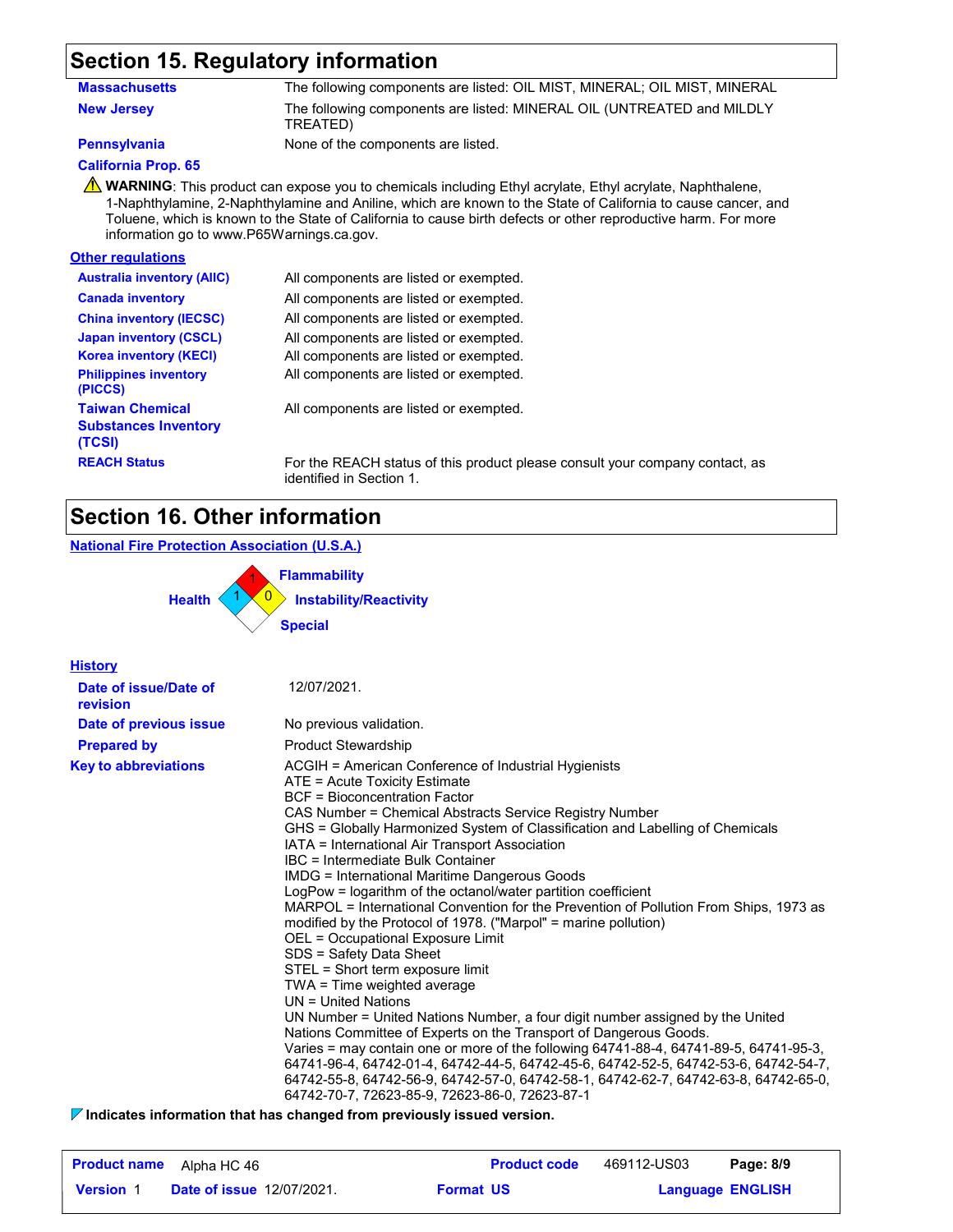## Section 15. Regulatory information

| | |
|---|---|
| **Massachusetts** | The following components are listed: OIL MIST, MINERAL; OIL MIST, MINERAL |
| **New Jersey** | The following components are listed: MINERAL OIL (UNTREATED and MILDLY TREATED) |
| **Pennsylvania** | None of the components are listed. |

**California Prop. 65**

⚠ **WARNING**: This product can expose you to chemicals including Ethyl acrylate, Ethyl acrylate, Naphthalene, 1-Naphthylamine, 2-Naphthylamine and Aniline, which are known to the State of California to cause cancer, and Toluene, which is known to the State of California to cause birth defects or other reproductive harm. For more information go to www.P65Warnings.ca.gov.

**Other regulations**

| | |
|---|---|
| **Australia inventory (AIIC)** | All components are listed or exempted. |
| **Canada inventory** | All components are listed or exempted. |
| **China inventory (IECSC)** | All components are listed or exempted. |
| **Japan inventory (CSCL)** | All components are listed or exempted. |
| **Korea inventory (KECI)** | All components are listed or exempted. |
| **Philippines inventory (PICCS)** | All components are listed or exempted. |
| **Taiwan Chemical Substances Inventory (TCSI)** | All components are listed or exempted. |
| **REACH Status** | For the REACH status of this product please consult your company contact, as identified in Section 1. |

## Section 16. Other information

**National Fire Protection Association (U.S.A.)**

Health: 1
Flammability: 1
Instability/Reactivity: 0
Special: 

**History**

| | |
|---|---|
| **Date of issue/Date of revision** | 12/07/2021. |
| **Date of previous issue** | No previous validation. |
| **Prepared by** | Product Stewardship |

**Key to abbreviations**

ACGIH = American Conference of Industrial Hygienists
ATE = Acute Toxicity Estimate
BCF = Bioconcentration Factor
CAS Number = Chemical Abstracts Service Registry Number
GHS = Globally Harmonized System of Classification and Labelling of Chemicals
IATA = International Air Transport Association
IBC = Intermediate Bulk Container
IMDG = International Maritime Dangerous Goods
LogPow = logarithm of the octanol/water partition coefficient
MARPOL = International Convention for the Prevention of Pollution From Ships, 1973 as modified by the Protocol of 1978. ("Marpol" = marine pollution)
OEL = Occupational Exposure Limit
SDS = Safety Data Sheet
STEL = Short term exposure limit
TWA = Time weighted average
UN = United Nations
UN Number = United Nations Number, a four digit number assigned by the United Nations Committee of Experts on the Transport of Dangerous Goods.
Varies = may contain one or more of the following 64741-88-4, 64741-89-5, 64741-95-3, 64741-96-4, 64742-01-4, 64742-44-5, 64742-45-6, 64742-52-5, 64742-53-6, 64742-54-7, 64742-55-8, 64742-56-9, 64742-57-0, 64742-58-1, 64742-62-7, 64742-63-8, 64742-65-0, 64742-70-7, 72623-85-9, 72623-86-0, 72623-87-1

◤ **Indicates information that has changed from previously issued version.**

| **Product name** | Alpha HC 46 | **Product code** | 469112-US03 |
|---|---|---|---|
| **Version** 1 | **Date of issue** 12/07/2021. | **Format** US | **Language** ENGLISH |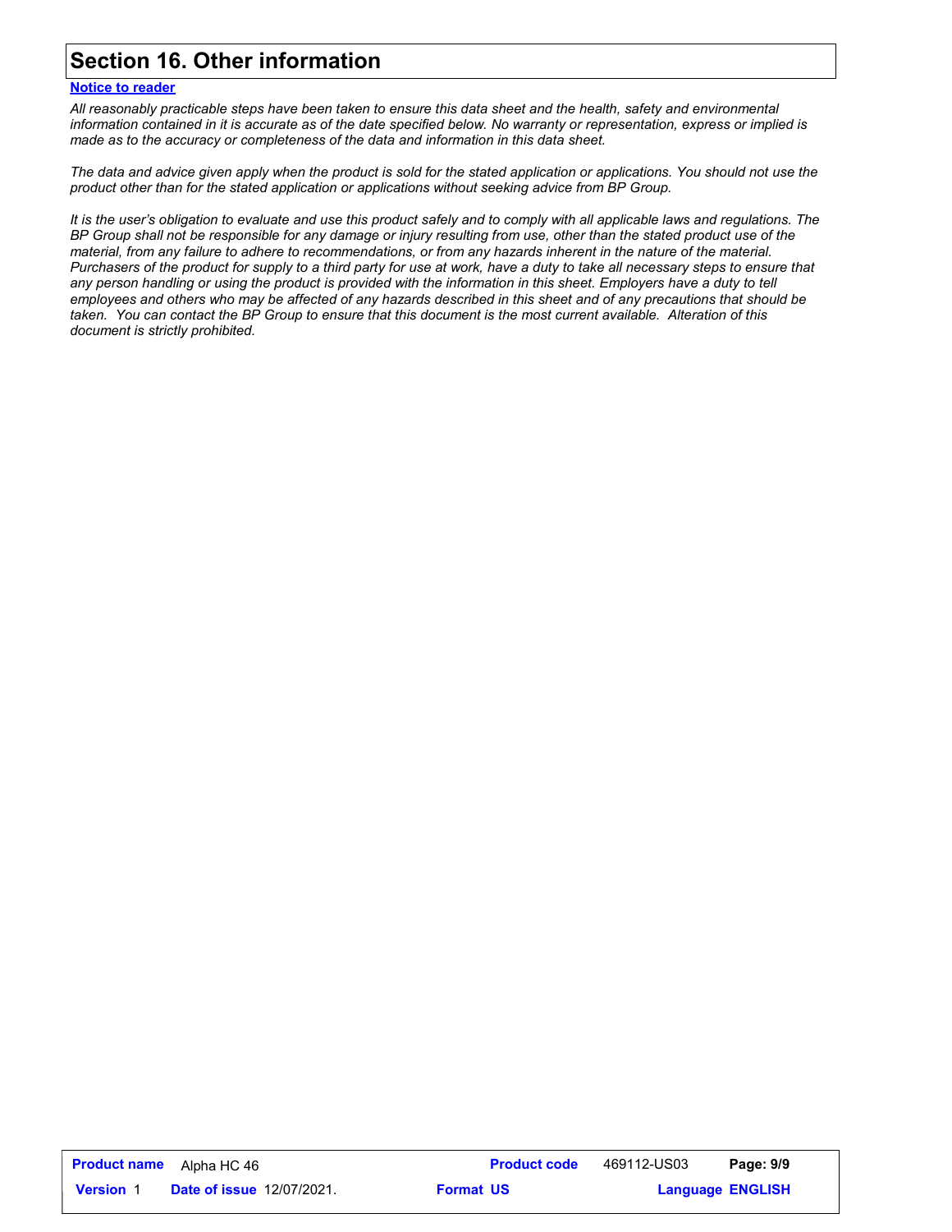# Section 16. Other information

**Notice to reader**

*All reasonably practicable steps have been taken to ensure this data sheet and the health, safety and environmental information contained in it is accurate as of the date specified below. No warranty or representation, express or implied is made as to the accuracy or completeness of the data and information in this data sheet.*

*The data and advice given apply when the product is sold for the stated application or applications. You should not use the product other than for the stated application or applications without seeking advice from BP Group.*

*It is the user's obligation to evaluate and use this product safely and to comply with all applicable laws and regulations. The BP Group shall not be responsible for any damage or injury resulting from use, other than the stated product use of the material, from any failure to adhere to recommendations, or from any hazards inherent in the nature of the material. Purchasers of the product for supply to a third party for use at work, have a duty to take all necessary steps to ensure that any person handling or using the product is provided with the information in this sheet. Employers have a duty to tell employees and others who may be affected of any hazards described in this sheet and of any precautions that should be taken. You can contact the BP Group to ensure that this document is the most current available. Alteration of this document is strictly prohibited.*